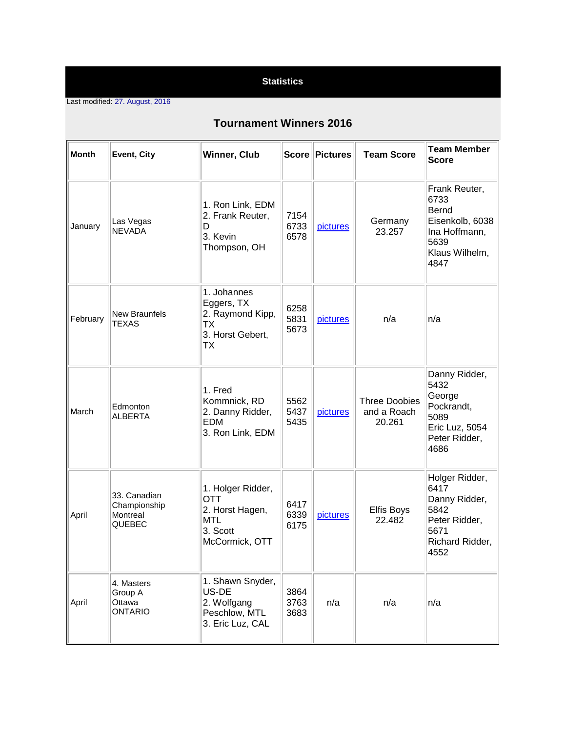# Statistics

Last modified: 27. August, 2016

## Tournament Winners 2016

| Month | Event, City | Winner, Club | Score | Pictures | Team Score | Team Member Score |
|---|---|---|---|---|---|---|
| January | Las Vegas NEVADA | 1. Ron Link, EDM<br>2. Frank Reuter, D<br>3. Kevin Thompson, OH | 7154<br>6733<br>6578 | pictures | Germany 23.257 | Frank Reuter, 6733<br>Bernd Eisenkolb, 6038<br>Ina Hoffmann, 5639<br>Klaus Wilhelm, 4847 |
| February | New Braunfels TEXAS | 1. Johannes Eggers, TX<br>2. Raymond Kipp, TX<br>3. Horst Gebert, TX | 6258<br>5831<br>5673 | pictures | n/a | n/a |
| March | Edmonton ALBERTA | 1. Fred Kommnick, RD<br>2. Danny Ridder, EDM<br>3. Ron Link, EDM | 5562<br>5437<br>5435 | pictures | Three Doobies and a Roach 20.261 | Danny Ridder, 5432<br>George Pockrandt, 5089<br>Eric Luz, 5054<br>Peter Ridder, 4686 |
| April | 33. Canadian Championship Montreal QUEBEC | 1. Holger Ridder, OTT<br>2. Horst Hagen, MTL<br>3. Scott McCormick, OTT | 6417<br>6339<br>6175 | pictures | Elfis Boys 22.482 | Holger Ridder, 6417<br>Danny Ridder, 5842<br>Peter Ridder, 5671<br>Richard Ridder, 4552 |
| April | 4. Masters Group A Ottawa ONTARIO | 1. Shawn Snyder, US-DE<br>2. Wolfgang Peschlow, MTL<br>3. Eric Luz, CAL | 3864<br>3763<br>3683 | n/a | n/a | n/a |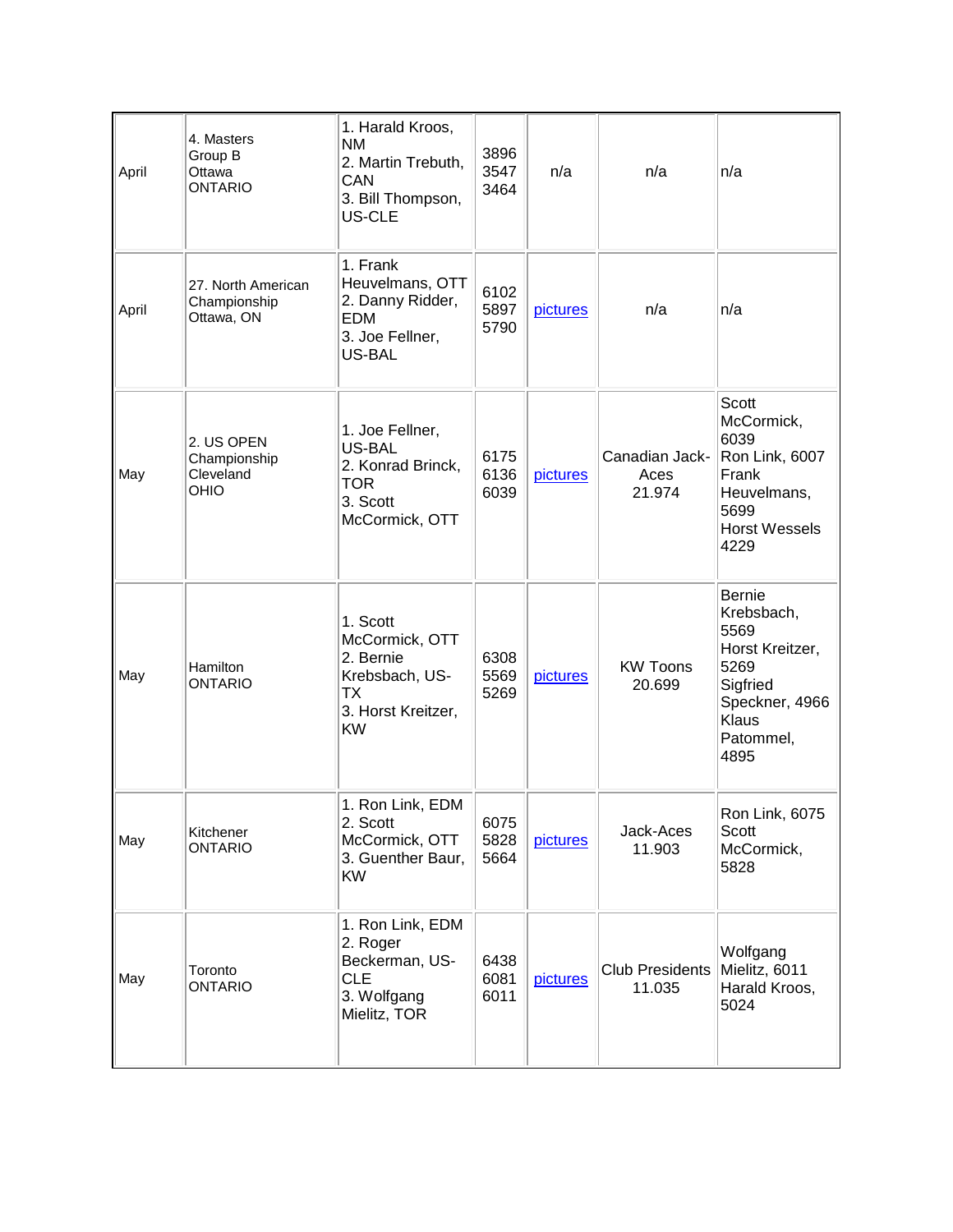| | | | | | | |
|---|---|---|---|---|---|---|
| April | 4. Masters Group B Ottawa ONTARIO | 1. Harald Kroos, NM<br>2. Martin Trebuth, CAN<br>3. Bill Thompson, US-CLE | 3896<br>3547<br>3464 | n/a | n/a | n/a |
| April | 27. North American Championship Ottawa, ON | 1. Frank Heuvelmans, OTT<br>2. Danny Ridder, EDM<br>3. Joe Fellner, US-BAL | 6102<br>5897<br>5790 | pictures | n/a | n/a |
| May | 2. US OPEN Championship Cleveland OHIO | 1. Joe Fellner, US-BAL<br>2. Konrad Brinck, TOR<br>3. Scott McCormick, OTT | 6175<br>6136<br>6039 | pictures | Canadian Jack-Aces 21.974 | Scott McCormick, 6039<br>Ron Link, 6007<br>Frank Heuvelmans, 5699<br>Horst Wessels 4229 |
| May | Hamilton ONTARIO | 1. Scott McCormick, OTT<br>2. Bernie Krebsbach, US-TX<br>3. Horst Kreitzer, KW | 6308<br>5569<br>5269 | pictures | KW Toons 20.699 | Bernie Krebsbach, 5569<br>Horst Kreitzer, 5269<br>Sigfried Speckner, 4966<br>Klaus Patommel, 4895 |
| May | Kitchener ONTARIO | 1. Ron Link, EDM<br>2. Scott McCormick, OTT<br>3. Guenther Baur, KW | 6075<br>5828<br>5664 | pictures | Jack-Aces 11.903 | Ron Link, 6075<br>Scott McCormick, 5828 |
| May | Toronto ONTARIO | 1. Ron Link, EDM<br>2. Roger Beckerman, US-CLE<br>3. Wolfgang Mielitz, TOR | 6438<br>6081<br>6011 | pictures | Club Presidents 11.035 | Wolfgang Mielitz, 6011<br>Harald Kroos, 5024 |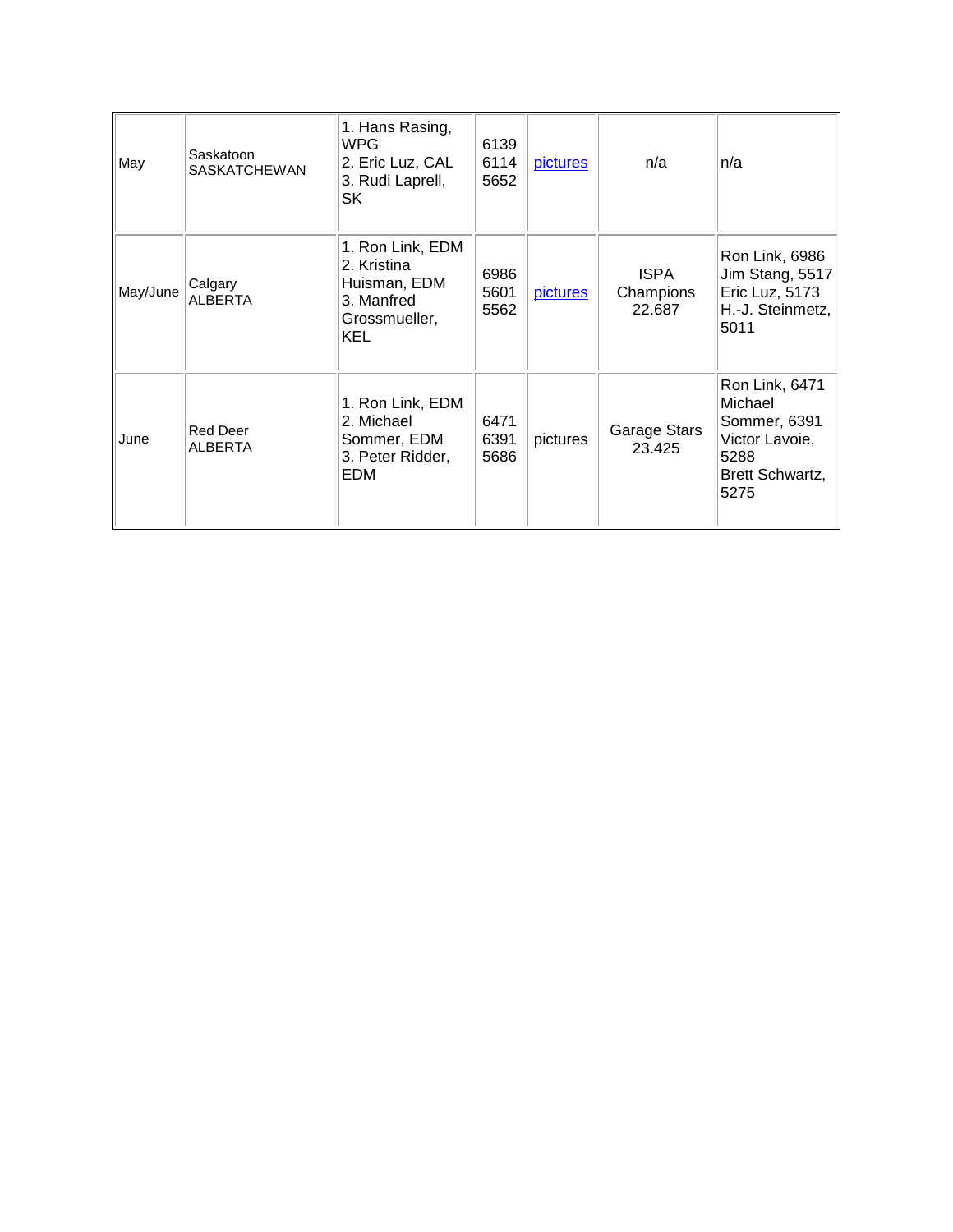| | | | | | | |
|---|---|---|---|---|---|---|
| May | Saskatoon SASKATCHEWAN | 1. Hans Rasing, WPG<br>2. Eric Luz, CAL<br>3. Rudi Laprell, SK | 6139<br>6114<br>5652 | pictures | n/a | n/a |
| May/June | Calgary ALBERTA | 1. Ron Link, EDM<br>2. Kristina Huisman, EDM<br>3. Manfred Grossmueller, KEL | 6986<br>5601<br>5562 | pictures | ISPA Champions 22.687 | Ron Link, 6986<br>Jim Stang, 5517<br>Eric Luz, 5173<br>H.-J. Steinmetz, 5011 |
| June | Red Deer ALBERTA | 1. Ron Link, EDM<br>2. Michael Sommer, EDM<br>3. Peter Ridder, EDM | 6471<br>6391<br>5686 | pictures | Garage Stars 23.425 | Ron Link, 6471<br>Michael Sommer, 6391<br>Victor Lavoie, 5288<br>Brett Schwartz, 5275 |